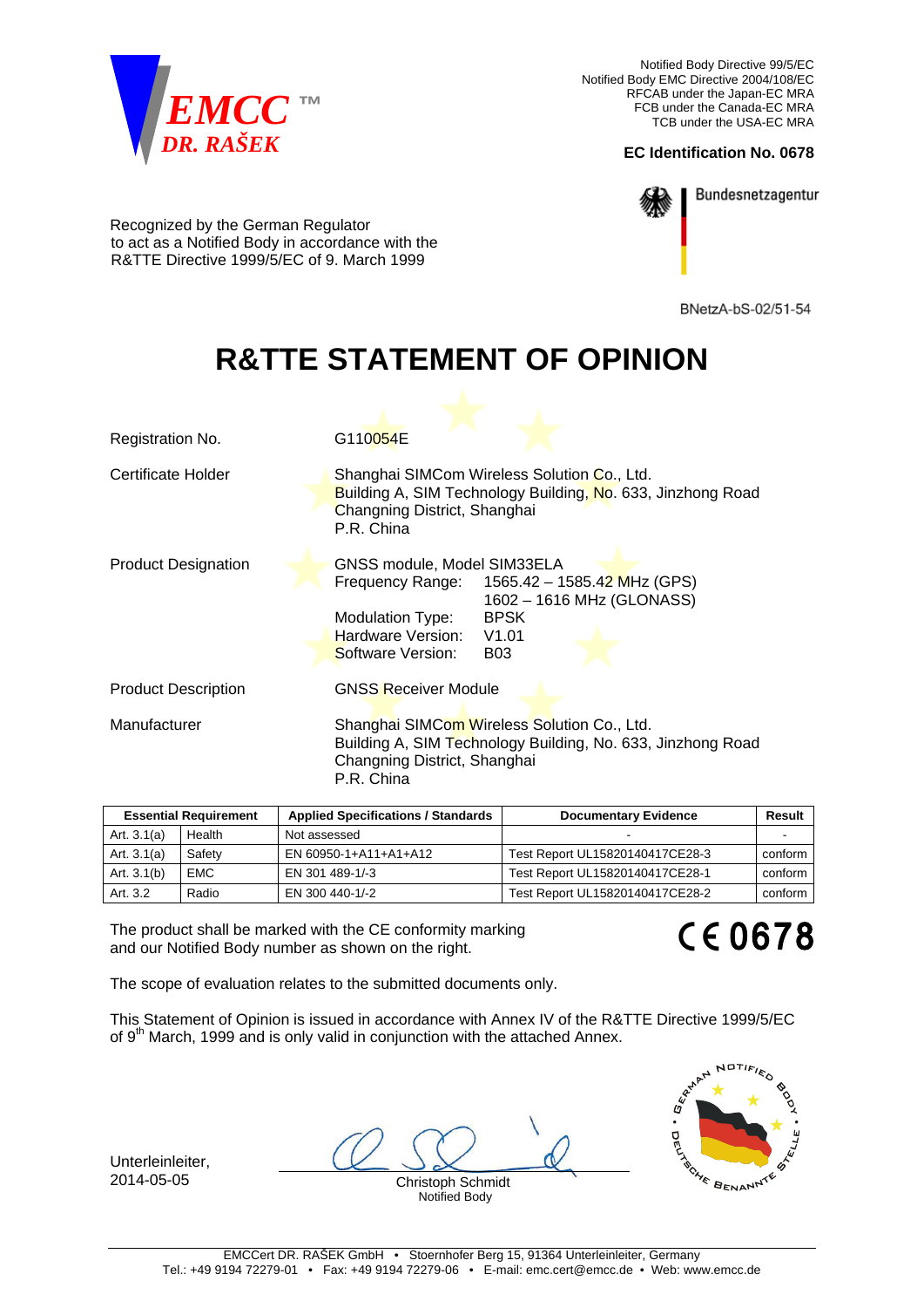EMCC™
DR. RAŠEK

Notified Body Directive 99/5/EC
Notified Body EMC Directive 2004/108/EC
RFCAB under the Japan-EC MRA
FCB under the Canada-EC MRA
TCB under the USA-EC MRA

**EC Identification No. 0678**

Bundesnetzagentur

Recognized by the German Regulator
to act as a Notified Body in accordance with the
R&TTE Directive 1999/5/EC of 9. March 1999

BNetzA-bS-02/51-54

# R&TTE STATEMENT OF OPINION

Registration No.: G110054E

Certificate Holder:
Shanghai SIMCom Wireless Solution Co., Ltd.
Building A, SIM Technology Building, No. 633, Jinzhong Road
Changning District, Shanghai
P.R. China

Product Designation:
GNSS module, Model SIM33ELA
Frequency Range: 1565.42 – 1585.42 MHz (GPS)
1602 – 1616 MHz (GLONASS)
Modulation Type: BPSK
Hardware Version: V1.01
Software Version: B03

Product Description: GNSS Receiver Module

Manufacturer:
Shanghai SIMCom Wireless Solution Co., Ltd.
Building A, SIM Technology Building, No. 633, Jinzhong Road
Changning District, Shanghai
P.R. China

| Essential Requirement | | Applied Specifications / Standards | Documentary Evidence | Result |
|---|---|---|---|---|
| Art. 3.1(a) | Health | Not assessed | - | - |
| Art. 3.1(a) | Safety | EN 60950-1+A11+A1+A12 | Test Report UL15820140417CE28-3 | conform |
| Art. 3.1(b) | EMC | EN 301 489-1/-3 | Test Report UL15820140417CE28-1 | conform |
| Art. 3.2 | Radio | EN 300 440-1/-2 | Test Report UL15820140417CE28-2 | conform |

The product shall be marked with the CE conformity marking and our Notified Body number as shown on the right.

**CE 0678**

The scope of evaluation relates to the submitted documents only.

This Statement of Opinion is issued in accordance with Annex IV of the R&TTE Directive 1999/5/EC of 9th March, 1999 and is only valid in conjunction with the attached Annex.

Unterleinleiter,
2014-05-05

Christoph Schmidt
Notified Body

GERMAN NOTIFIED BODY • DEUTSCHE BENANNTE STELLE

EMCCert DR. RAŠEK GmbH • Stoernhofer Berg 15, 91364 Unterleinleiter, Germany
Tel.: +49 9194 72279-01 • Fax: +49 9194 72279-06 • E-mail: emc.cert@emcc.de • Web: www.emcc.de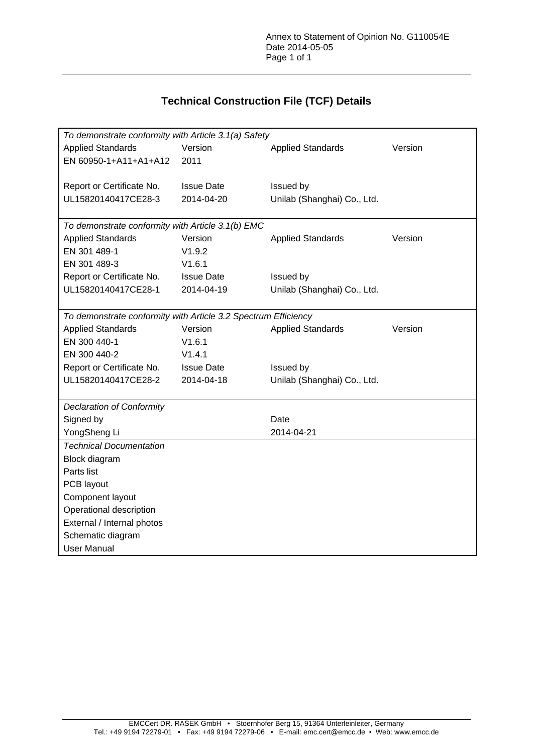Annex to Statement of Opinion No. G110054E
Date 2014-05-05
Page 1 of 1

# Technical Construction File (TCF) Details

| | | | |
|---|---|---|---|
| *To demonstrate conformity with Article 3.1(a) Safety* | | | |
| Applied Standards | Version | Applied Standards | Version |
| EN 60950-1+A11+A1+A12 | 2011 | | |
| Report or Certificate No. | Issue Date | Issued by | |
| UL15820140417CE28-3 | 2014-04-20 | Unilab (Shanghai) Co., Ltd. | |
| *To demonstrate conformity with Article 3.1(b) EMC* | | | |
| Applied Standards | Version | Applied Standards | Version |
| EN 301 489-1 | V1.9.2 | | |
| EN 301 489-3 | V1.6.1 | | |
| Report or Certificate No. | Issue Date | Issued by | |
| UL15820140417CE28-1 | 2014-04-19 | Unilab (Shanghai) Co., Ltd. | |
| *To demonstrate conformity with Article 3.2 Spectrum Efficiency* | | | |
| Applied Standards | Version | Applied Standards | Version |
| EN 300 440-1 | V1.6.1 | | |
| EN 300 440-2 | V1.4.1 | | |
| Report or Certificate No. | Issue Date | Issued by | |
| UL15820140417CE28-2 | 2014-04-18 | Unilab (Shanghai) Co., Ltd. | |
| *Declaration of Conformity* | | | |
| Signed by | | Date | |
| YongSheng Li | | 2014-04-21 | |
| *Technical Documentation* | | | |
| Block diagram | | | |
| Parts list | | | |
| PCB layout | | | |
| Component layout | | | |
| Operational description | | | |
| External / Internal photos | | | |
| Schematic diagram | | | |
| User Manual | | | |

EMCCert DR. RAŠEK GmbH • Stoernhofer Berg 15, 91364 Unterleinleiter, Germany
Tel.: +49 9194 72279-01 • Fax: +49 9194 72279-06 • E-mail: emc.cert@emcc.de • Web: www.emcc.de